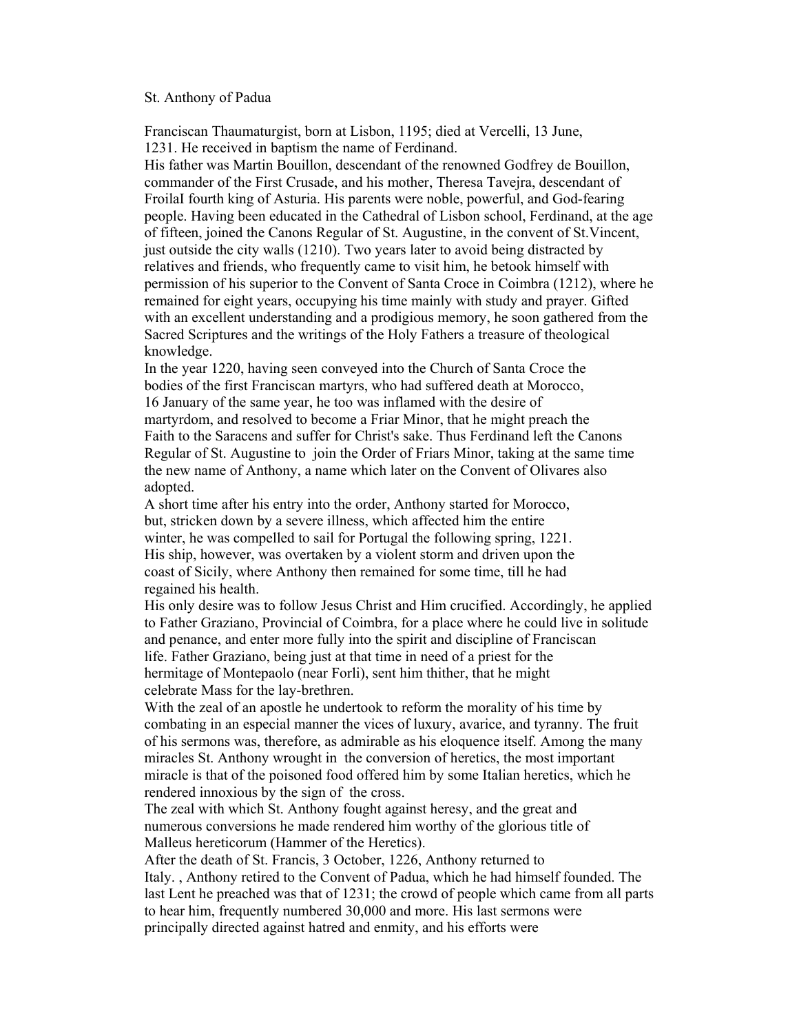# St. Anthony of Padua

Franciscan Thaumaturgist, born at Lisbon, 1195; died at Vercelli, 13 June, 1231. He received in baptism the name of Ferdinand.

His father was Martin Bouillon, descendant of the renowned Godfrey de Bouillon, commander of the First Crusade, and his mother, Theresa Tavejra, descendant of FroilaI fourth king of Asturia. His parents were noble, powerful, and God-fearing people. Having been educated in the Cathedral of Lisbon school, Ferdinand, at the age of fifteen, joined the Canons Regular of St. Augustine, in the convent of St.Vincent, just outside the city walls (1210). Two years later to avoid being distracted by relatives and friends, who frequently came to visit him, he betook himself with permission of his superior to the Convent of Santa Croce in Coimbra (1212), where he remained for eight years, occupying his time mainly with study and prayer. Gifted with an excellent understanding and a prodigious memory, he soon gathered from the Sacred Scriptures and the writings of the Holy Fathers a treasure of theological knowledge.

In the year 1220, having seen conveyed into the Church of Santa Croce the bodies of the first Franciscan martyrs, who had suffered death at Morocco, 16 January of the same year, he too was inflamed with the desire of martyrdom, and resolved to become a Friar Minor, that he might preach the Faith to the Saracens and suffer for Christ's sake. Thus Ferdinand left the Canons Regular of St. Augustine to join the Order of Friars Minor, taking at the same time the new name of Anthony, a name which later on the Convent of Olivares also adopted.

A short time after his entry into the order, Anthony started for Morocco, but, stricken down by a severe illness, which affected him the entire winter, he was compelled to sail for Portugal the following spring, 1221. His ship, however, was overtaken by a violent storm and driven upon the coast of Sicily, where Anthony then remained for some time, till he had regained his health.

His only desire was to follow Jesus Christ and Him crucified. Accordingly, he applied to Father Graziano, Provincial of Coimbra, for a place where he could live in solitude and penance, and enter more fully into the spirit and discipline of Franciscan life. Father Graziano, being just at that time in need of a priest for the hermitage of Montepaolo (near Forli), sent him thither, that he might celebrate Mass for the lay-brethren.

With the zeal of an apostle he undertook to reform the morality of his time by combating in an especial manner the vices of luxury, avarice, and tyranny. The fruit of his sermons was, therefore, as admirable as his eloquence itself. Among the many miracles St. Anthony wrought in the conversion of heretics, the most important miracle is that of the poisoned food offered him by some Italian heretics, which he rendered innoxious by the sign of the cross.

The zeal with which St. Anthony fought against heresy, and the great and numerous conversions he made rendered him worthy of the glorious title of Malleus hereticorum (Hammer of the Heretics).

After the death of St. Francis, 3 October, 1226, Anthony returned to Italy. , Anthony retired to the Convent of Padua, which he had himself founded. The last Lent he preached was that of 1231; the crowd of people which came from all parts to hear him, frequently numbered 30,000 and more. His last sermons were principally directed against hatred and enmity, and his efforts were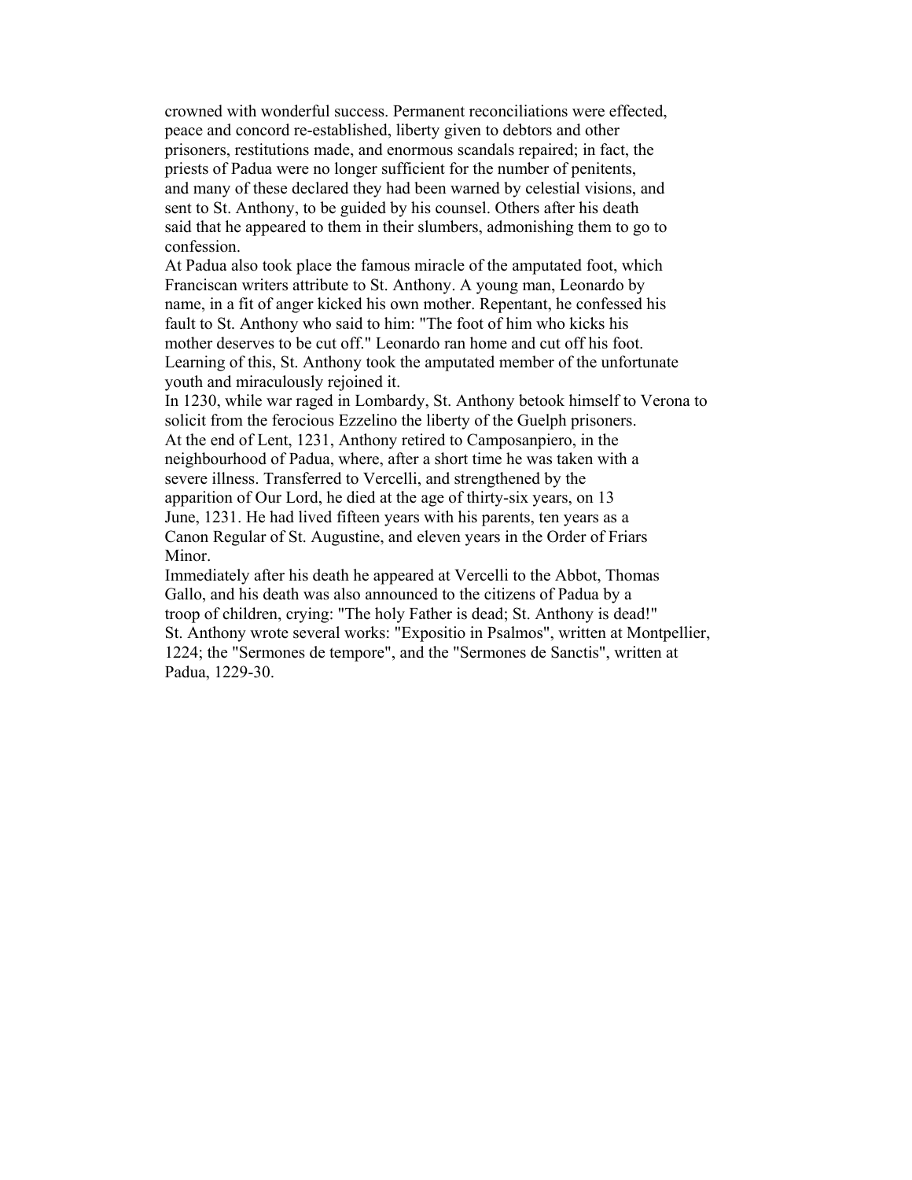crowned with wonderful success. Permanent reconciliations were effected, peace and concord re-established, liberty given to debtors and other prisoners, restitutions made, and enormous scandals repaired; in fact, the priests of Padua were no longer sufficient for the number of penitents, and many of these declared they had been warned by celestial visions, and sent to St. Anthony, to be guided by his counsel. Others after his death said that he appeared to them in their slumbers, admonishing them to go to confession.

At Padua also took place the famous miracle of the amputated foot, which Franciscan writers attribute to St. Anthony. A young man, Leonardo by name, in a fit of anger kicked his own mother. Repentant, he confessed his fault to St. Anthony who said to him: "The foot of him who kicks his mother deserves to be cut off." Leonardo ran home and cut off his foot. Learning of this, St. Anthony took the amputated member of the unfortunate youth and miraculously rejoined it.

In 1230, while war raged in Lombardy, St. Anthony betook himself to Verona to solicit from the ferocious Ezzelino the liberty of the Guelph prisoners.

At the end of Lent, 1231, Anthony retired to Camposanpiero, in the neighbourhood of Padua, where, after a short time he was taken with a severe illness. Transferred to Vercelli, and strengthened by the apparition of Our Lord, he died at the age of thirty-six years, on 13 June, 1231. He had lived fifteen years with his parents, ten years as a Canon Regular of St. Augustine, and eleven years in the Order of Friars Minor.

Immediately after his death he appeared at Vercelli to the Abbot, Thomas Gallo, and his death was also announced to the citizens of Padua by a troop of children, crying: "The holy Father is dead; St. Anthony is dead!"

St. Anthony wrote several works: "Expositio in Psalmos", written at Montpellier, 1224; the "Sermones de tempore", and the "Sermones de Sanctis", written at Padua, 1229-30.